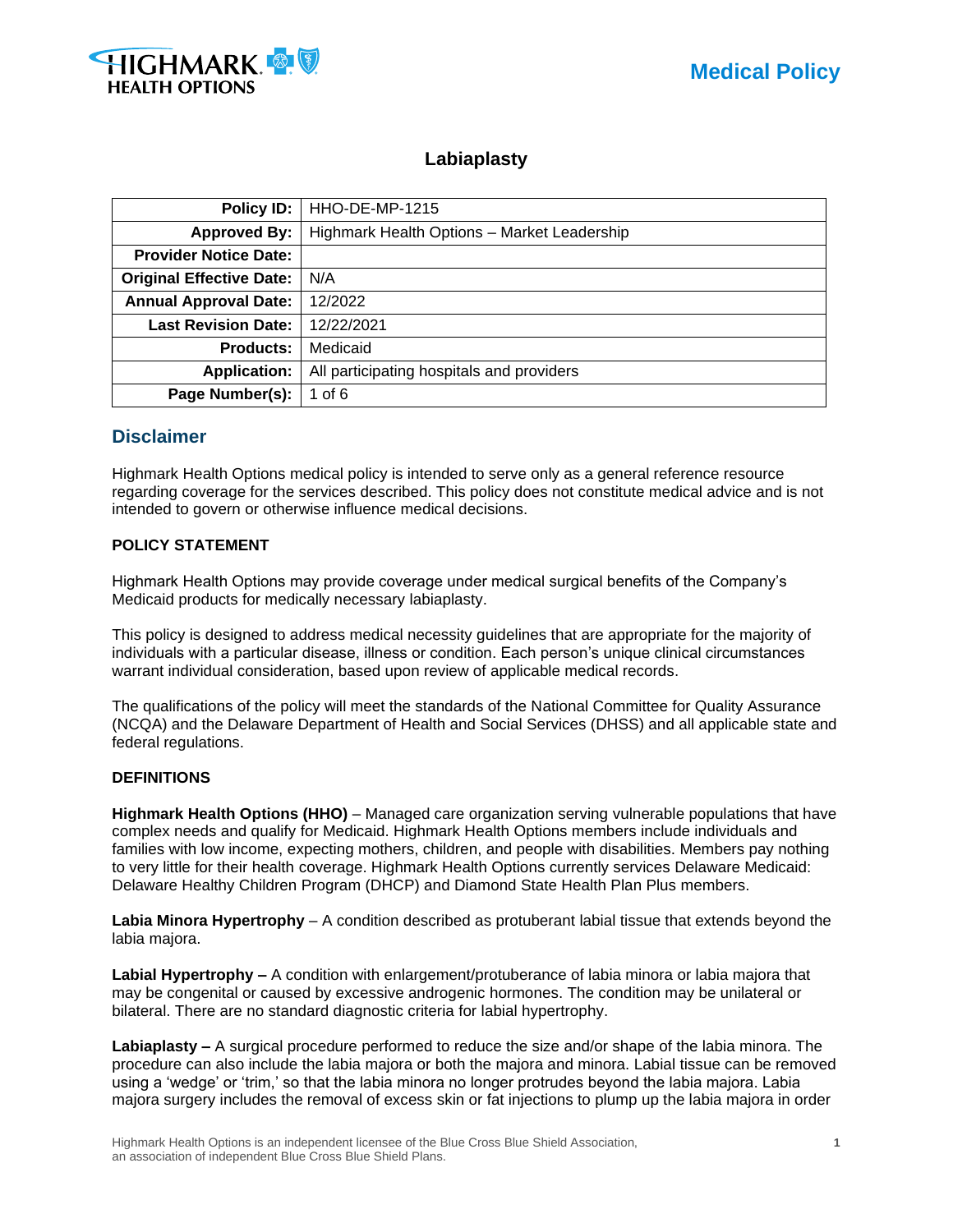# Labiaplasty

| Policy ID: | HHO-DE-MP-1215 |
|---|---|
| Approved By: | Highmark Health Options – Market Leadership |
| Provider Notice Date: | |
| Original Effective Date: | N/A |
| Annual Approval Date: | 12/2022 |
| Last Revision Date: | 12/22/2021 |
| Products: | Medicaid |
| Application: | All participating hospitals and providers |
| Page Number(s): | 1 of 6 |

## Disclaimer

Highmark Health Options medical policy is intended to serve only as a general reference resource regarding coverage for the services described. This policy does not constitute medical advice and is not intended to govern or otherwise influence medical decisions.

### POLICY STATEMENT

Highmark Health Options may provide coverage under medical surgical benefits of the Company's Medicaid products for medically necessary labiaplasty.

This policy is designed to address medical necessity guidelines that are appropriate for the majority of individuals with a particular disease, illness or condition. Each person's unique clinical circumstances warrant individual consideration, based upon review of applicable medical records.

The qualifications of the policy will meet the standards of the National Committee for Quality Assurance (NCQA) and the Delaware Department of Health and Social Services (DHSS) and all applicable state and federal regulations.

### DEFINITIONS

**Highmark Health Options (HHO)** – Managed care organization serving vulnerable populations that have complex needs and qualify for Medicaid. Highmark Health Options members include individuals and families with low income, expecting mothers, children, and people with disabilities. Members pay nothing to very little for their health coverage. Highmark Health Options currently services Delaware Medicaid: Delaware Healthy Children Program (DHCP) and Diamond State Health Plan Plus members.

**Labia Minora Hypertrophy** – A condition described as protuberant labial tissue that extends beyond the labia majora.

**Labial Hypertrophy –** A condition with enlargement/protuberance of labia minora or labia majora that may be congenital or caused by excessive androgenic hormones. The condition may be unilateral or bilateral. There are no standard diagnostic criteria for labial hypertrophy.

**Labiaplasty –** A surgical procedure performed to reduce the size and/or shape of the labia minora. The procedure can also include the labia majora or both the majora and minora. Labial tissue can be removed using a 'wedge' or 'trim,' so that the labia minora no longer protrudes beyond the labia majora. Labia majora surgery includes the removal of excess skin or fat injections to plump up the labia majora in order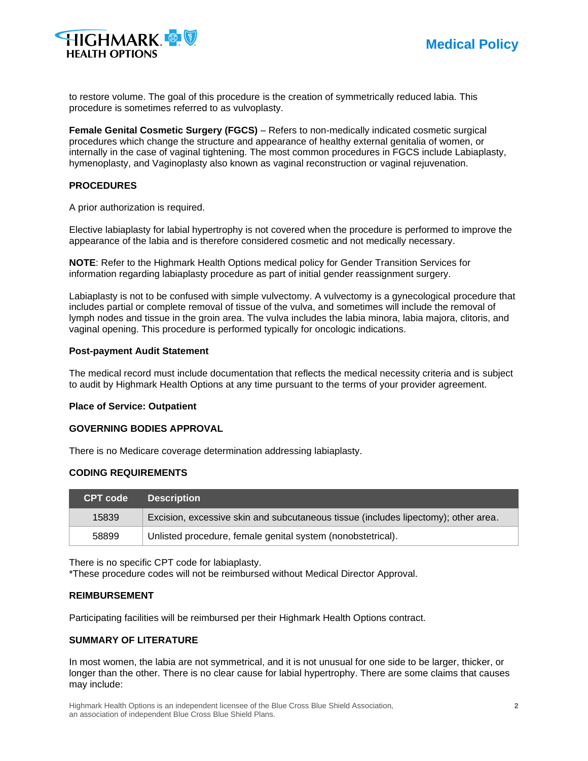to restore volume. The goal of this procedure is the creation of symmetrically reduced labia. This procedure is sometimes referred to as vulvoplasty.

**Female Genital Cosmetic Surgery (FGCS)** – Refers to non-medically indicated cosmetic surgical procedures which change the structure and appearance of healthy external genitalia of women, or internally in the case of vaginal tightening. The most common procedures in FGCS include Labiaplasty, hymenoplasty, and Vaginoplasty also known as vaginal reconstruction or vaginal rejuvenation.

## PROCEDURES

A prior authorization is required.

Elective labiaplasty for labial hypertrophy is not covered when the procedure is performed to improve the appearance of the labia and is therefore considered cosmetic and not medically necessary.

**NOTE**: Refer to the Highmark Health Options medical policy for Gender Transition Services for information regarding labiaplasty procedure as part of initial gender reassignment surgery.

Labiaplasty is not to be confused with simple vulvectomy. A vulvectomy is a gynecological procedure that includes partial or complete removal of tissue of the vulva, and sometimes will include the removal of lymph nodes and tissue in the groin area. The vulva includes the labia minora, labia majora, clitoris, and vaginal opening. This procedure is performed typically for oncologic indications.

### Post-payment Audit Statement

The medical record must include documentation that reflects the medical necessity criteria and is subject to audit by Highmark Health Options at any time pursuant to the terms of your provider agreement.

### Place of Service: Outpatient

## GOVERNING BODIES APPROVAL

There is no Medicare coverage determination addressing labiaplasty.

## CODING REQUIREMENTS

| CPT code | Description |
|---|---|
| 15839 | Excision, excessive skin and subcutaneous tissue (includes lipectomy); other area. |
| 58899 | Unlisted procedure, female genital system (nonobstetrical). |

There is no specific CPT code for labiaplasty.
*These procedure codes will not be reimbursed without Medical Director Approval.

## REIMBURSEMENT

Participating facilities will be reimbursed per their Highmark Health Options contract.

## SUMMARY OF LITERATURE

In most women, the labia are not symmetrical, and it is not unusual for one side to be larger, thicker, or longer than the other. There is no clear cause for labial hypertrophy. There are some claims that causes may include: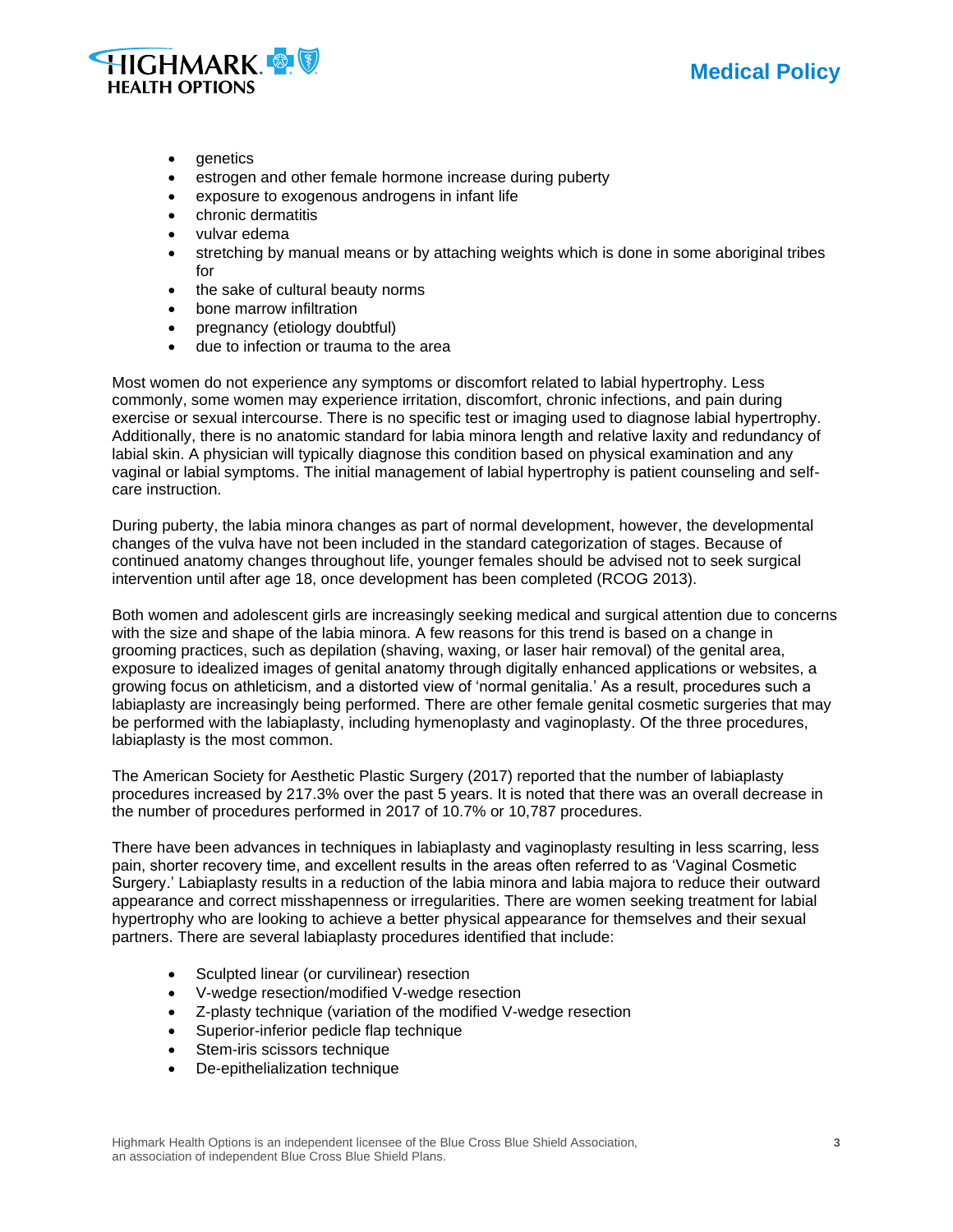- genetics
- estrogen and other female hormone increase during puberty
- exposure to exogenous androgens in infant life
- chronic dermatitis
- vulvar edema
- stretching by manual means or by attaching weights which is done in some aboriginal tribes for
- the sake of cultural beauty norms
- bone marrow infiltration
- pregnancy (etiology doubtful)
- due to infection or trauma to the area

Most women do not experience any symptoms or discomfort related to labial hypertrophy. Less commonly, some women may experience irritation, discomfort, chronic infections, and pain during exercise or sexual intercourse. There is no specific test or imaging used to diagnose labial hypertrophy. Additionally, there is no anatomic standard for labia minora length and relative laxity and redundancy of labial skin. A physician will typically diagnose this condition based on physical examination and any vaginal or labial symptoms. The initial management of labial hypertrophy is patient counseling and self-care instruction.

During puberty, the labia minora changes as part of normal development, however, the developmental changes of the vulva have not been included in the standard categorization of stages. Because of continued anatomy changes throughout life, younger females should be advised not to seek surgical intervention until after age 18, once development has been completed (RCOG 2013).

Both women and adolescent girls are increasingly seeking medical and surgical attention due to concerns with the size and shape of the labia minora. A few reasons for this trend is based on a change in grooming practices, such as depilation (shaving, waxing, or laser hair removal) of the genital area, exposure to idealized images of genital anatomy through digitally enhanced applications or websites, a growing focus on athleticism, and a distorted view of 'normal genitalia.' As a result, procedures such a labiaplasty are increasingly being performed. There are other female genital cosmetic surgeries that may be performed with the labiaplasty, including hymenoplasty and vaginoplasty. Of the three procedures, labiaplasty is the most common.

The American Society for Aesthetic Plastic Surgery (2017) reported that the number of labiaplasty procedures increased by 217.3% over the past 5 years. It is noted that there was an overall decrease in the number of procedures performed in 2017 of 10.7% or 10,787 procedures.

There have been advances in techniques in labiaplasty and vaginoplasty resulting in less scarring, less pain, shorter recovery time, and excellent results in the areas often referred to as 'Vaginal Cosmetic Surgery.' Labiaplasty results in a reduction of the labia minora and labia majora to reduce their outward appearance and correct misshapenness or irregularities. There are women seeking treatment for labial hypertrophy who are looking to achieve a better physical appearance for themselves and their sexual partners. There are several labiaplasty procedures identified that include:

- Sculpted linear (or curvilinear) resection
- V-wedge resection/modified V-wedge resection
- Z-plasty technique (variation of the modified V-wedge resection
- Superior-inferior pedicle flap technique
- Stem-iris scissors technique
- De-epithelialization technique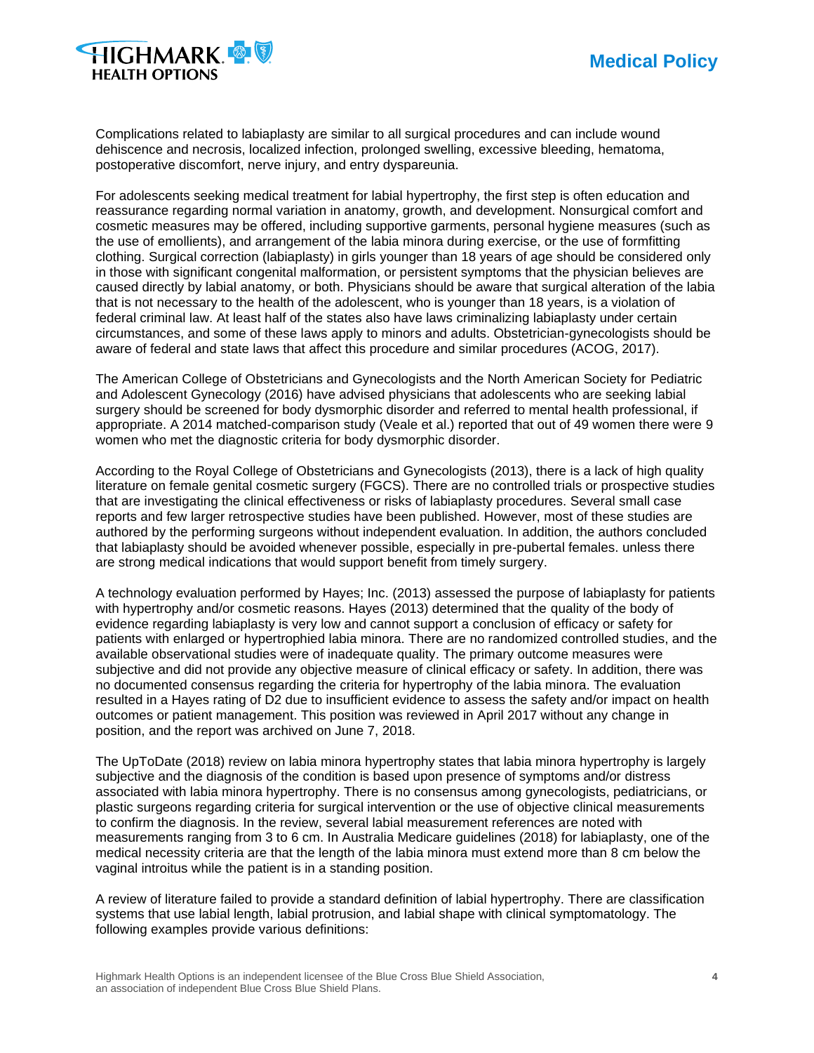Complications related to labiaplasty are similar to all surgical procedures and can include wound dehiscence and necrosis, localized infection, prolonged swelling, excessive bleeding, hematoma, postoperative discomfort, nerve injury, and entry dyspareunia.

For adolescents seeking medical treatment for labial hypertrophy, the first step is often education and reassurance regarding normal variation in anatomy, growth, and development. Nonsurgical comfort and cosmetic measures may be offered, including supportive garments, personal hygiene measures (such as the use of emollients), and arrangement of the labia minora during exercise, or the use of formfitting clothing. Surgical correction (labiaplasty) in girls younger than 18 years of age should be considered only in those with significant congenital malformation, or persistent symptoms that the physician believes are caused directly by labial anatomy, or both. Physicians should be aware that surgical alteration of the labia that is not necessary to the health of the adolescent, who is younger than 18 years, is a violation of federal criminal law. At least half of the states also have laws criminalizing labiaplasty under certain circumstances, and some of these laws apply to minors and adults. Obstetrician-gynecologists should be aware of federal and state laws that affect this procedure and similar procedures (ACOG, 2017).

The American College of Obstetricians and Gynecologists and the North American Society for Pediatric and Adolescent Gynecology (2016) have advised physicians that adolescents who are seeking labial surgery should be screened for body dysmorphic disorder and referred to mental health professional, if appropriate. A 2014 matched-comparison study (Veale et al.) reported that out of 49 women there were 9 women who met the diagnostic criteria for body dysmorphic disorder.

According to the Royal College of Obstetricians and Gynecologists (2013), there is a lack of high quality literature on female genital cosmetic surgery (FGCS). There are no controlled trials or prospective studies that are investigating the clinical effectiveness or risks of labiaplasty procedures. Several small case reports and few larger retrospective studies have been published. However, most of these studies are authored by the performing surgeons without independent evaluation. In addition, the authors concluded that labiaplasty should be avoided whenever possible, especially in pre-pubertal females. unless there are strong medical indications that would support benefit from timely surgery.

A technology evaluation performed by Hayes; Inc. (2013) assessed the purpose of labiaplasty for patients with hypertrophy and/or cosmetic reasons. Hayes (2013) determined that the quality of the body of evidence regarding labiaplasty is very low and cannot support a conclusion of efficacy or safety for patients with enlarged or hypertrophied labia minora. There are no randomized controlled studies, and the available observational studies were of inadequate quality. The primary outcome measures were subjective and did not provide any objective measure of clinical efficacy or safety. In addition, there was no documented consensus regarding the criteria for hypertrophy of the labia minora. The evaluation resulted in a Hayes rating of D2 due to insufficient evidence to assess the safety and/or impact on health outcomes or patient management. This position was reviewed in April 2017 without any change in position, and the report was archived on June 7, 2018.

The UpToDate (2018) review on labia minora hypertrophy states that labia minora hypertrophy is largely subjective and the diagnosis of the condition is based upon presence of symptoms and/or distress associated with labia minora hypertrophy. There is no consensus among gynecologists, pediatricians, or plastic surgeons regarding criteria for surgical intervention or the use of objective clinical measurements to confirm the diagnosis. In the review, several labial measurement references are noted with measurements ranging from 3 to 6 cm. In Australia Medicare guidelines (2018) for labiaplasty, one of the medical necessity criteria are that the length of the labia minora must extend more than 8 cm below the vaginal introitus while the patient is in a standing position.

A review of literature failed to provide a standard definition of labial hypertrophy. There are classification systems that use labial length, labial protrusion, and labial shape with clinical symptomatology. The following examples provide various definitions: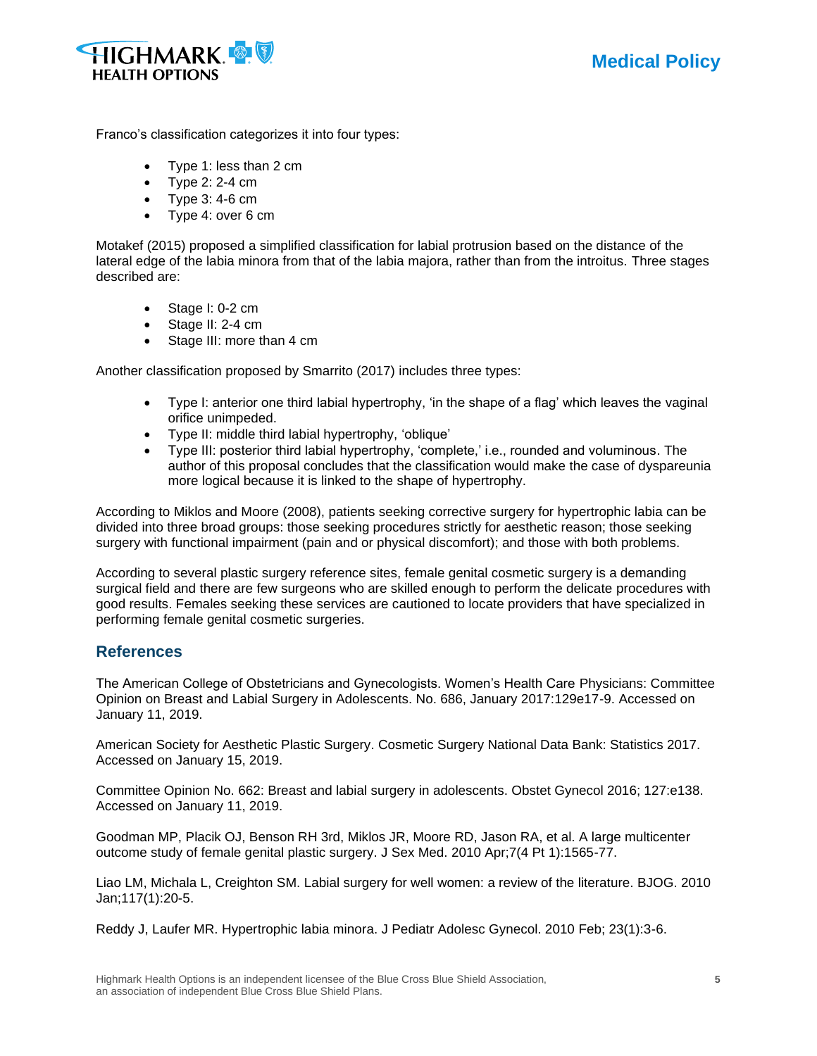Franco's classification categorizes it into four types:

- Type 1: less than 2 cm
- Type 2: 2-4 cm
- Type 3: 4-6 cm
- Type 4: over 6 cm

Motakef (2015) proposed a simplified classification for labial protrusion based on the distance of the lateral edge of the labia minora from that of the labia majora, rather than from the introitus. Three stages described are:

- Stage I: 0-2 cm
- Stage II: 2-4 cm
- Stage III: more than 4 cm

Another classification proposed by Smarrito (2017) includes three types:

- Type I: anterior one third labial hypertrophy, 'in the shape of a flag' which leaves the vaginal orifice unimpeded.
- Type II: middle third labial hypertrophy, 'oblique'
- Type III: posterior third labial hypertrophy, 'complete,' i.e., rounded and voluminous. The author of this proposal concludes that the classification would make the case of dyspareunia more logical because it is linked to the shape of hypertrophy.

According to Miklos and Moore (2008), patients seeking corrective surgery for hypertrophic labia can be divided into three broad groups: those seeking procedures strictly for aesthetic reason; those seeking surgery with functional impairment (pain and or physical discomfort); and those with both problems.

According to several plastic surgery reference sites, female genital cosmetic surgery is a demanding surgical field and there are few surgeons who are skilled enough to perform the delicate procedures with good results. Females seeking these services are cautioned to locate providers that have specialized in performing female genital cosmetic surgeries.

## References

The American College of Obstetricians and Gynecologists. Women's Health Care Physicians: Committee Opinion on Breast and Labial Surgery in Adolescents. No. 686, January 2017:129e17-9. Accessed on January 11, 2019.

American Society for Aesthetic Plastic Surgery. Cosmetic Surgery National Data Bank: Statistics 2017. Accessed on January 15, 2019.

Committee Opinion No. 662: Breast and labial surgery in adolescents. Obstet Gynecol 2016; 127:e138. Accessed on January 11, 2019.

Goodman MP, Placik OJ, Benson RH 3rd, Miklos JR, Moore RD, Jason RA, et al. A large multicenter outcome study of female genital plastic surgery. J Sex Med. 2010 Apr;7(4 Pt 1):1565-77.

Liao LM, Michala L, Creighton SM. Labial surgery for well women: a review of the literature. BJOG. 2010 Jan;117(1):20-5.

Reddy J, Laufer MR. Hypertrophic labia minora. J Pediatr Adolesc Gynecol. 2010 Feb; 23(1):3-6.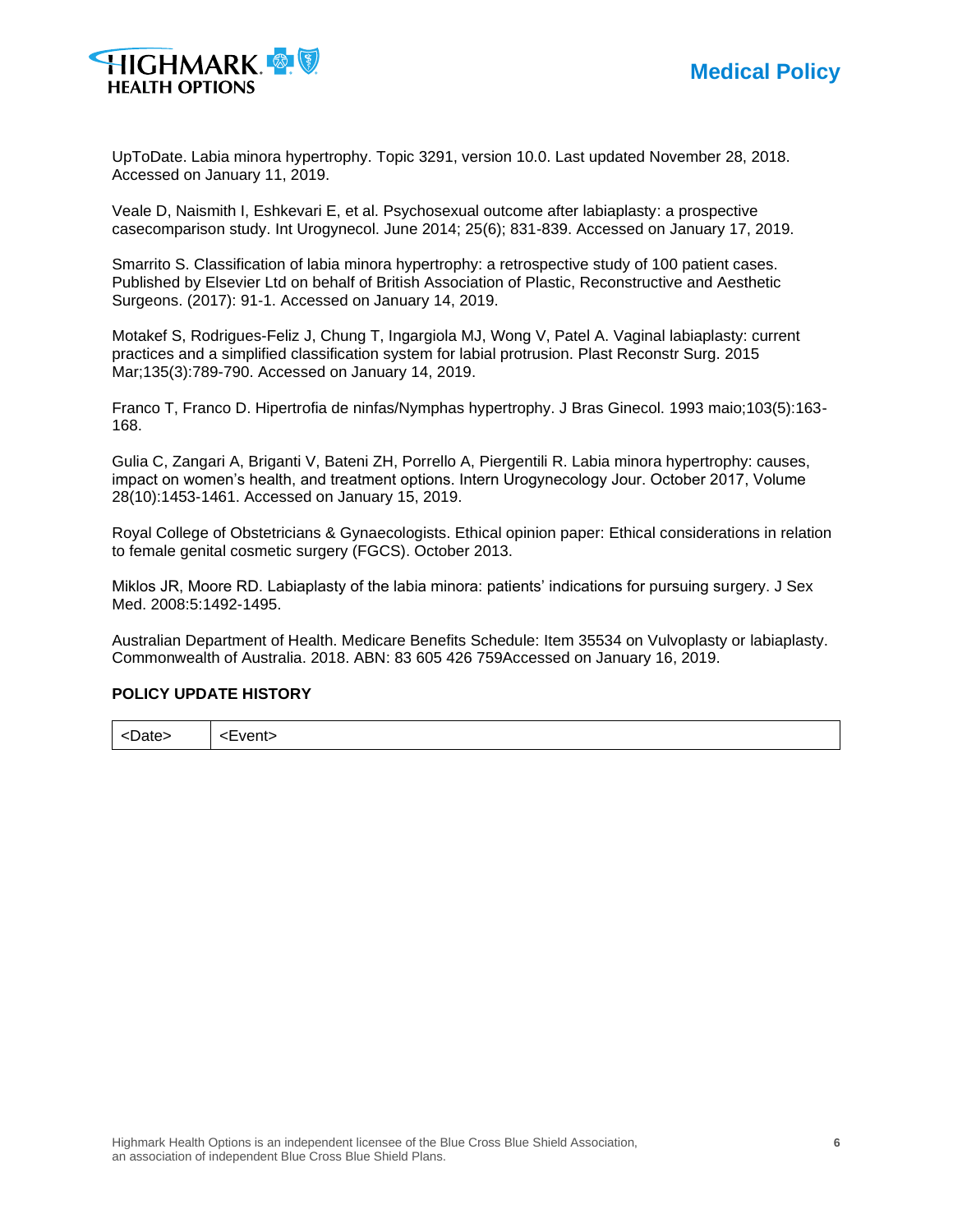UpToDate. Labia minora hypertrophy. Topic 3291, version 10.0. Last updated November 28, 2018. Accessed on January 11, 2019.

Veale D, Naismith I, Eshkevari E, et al. Psychosexual outcome after labiaplasty: a prospective casecomparison study. Int Urogynecol. June 2014; 25(6); 831-839. Accessed on January 17, 2019.

Smarrito S. Classification of labia minora hypertrophy: a retrospective study of 100 patient cases. Published by Elsevier Ltd on behalf of British Association of Plastic, Reconstructive and Aesthetic Surgeons. (2017): 91-1. Accessed on January 14, 2019.

Motakef S, Rodrigues-Feliz J, Chung T, Ingargiola MJ, Wong V, Patel A. Vaginal labiaplasty: current practices and a simplified classification system for labial protrusion. Plast Reconstr Surg. 2015 Mar;135(3):789-790. Accessed on January 14, 2019.

Franco T, Franco D. Hipertrofia de ninfas/Nymphas hypertrophy. J Bras Ginecol. 1993 maio;103(5):163-168.

Gulia C, Zangari A, Briganti V, Bateni ZH, Porrello A, Piergentili R. Labia minora hypertrophy: causes, impact on women's health, and treatment options. Intern Urogynecology Jour. October 2017, Volume 28(10):1453-1461. Accessed on January 15, 2019.

Royal College of Obstetricians & Gynaecologists. Ethical opinion paper: Ethical considerations in relation to female genital cosmetic surgery (FGCS). October 2013.

Miklos JR, Moore RD. Labiaplasty of the labia minora: patients' indications for pursuing surgery. J Sex Med. 2008:5:1492-1495.

Australian Department of Health. Medicare Benefits Schedule: Item 35534 on Vulvoplasty or labiaplasty. Commonwealth of Australia. 2018. ABN: 83 605 426 759Accessed on January 16, 2019.

**POLICY UPDATE HISTORY**

| | |
|---|---|
| <Date> | <Event> |